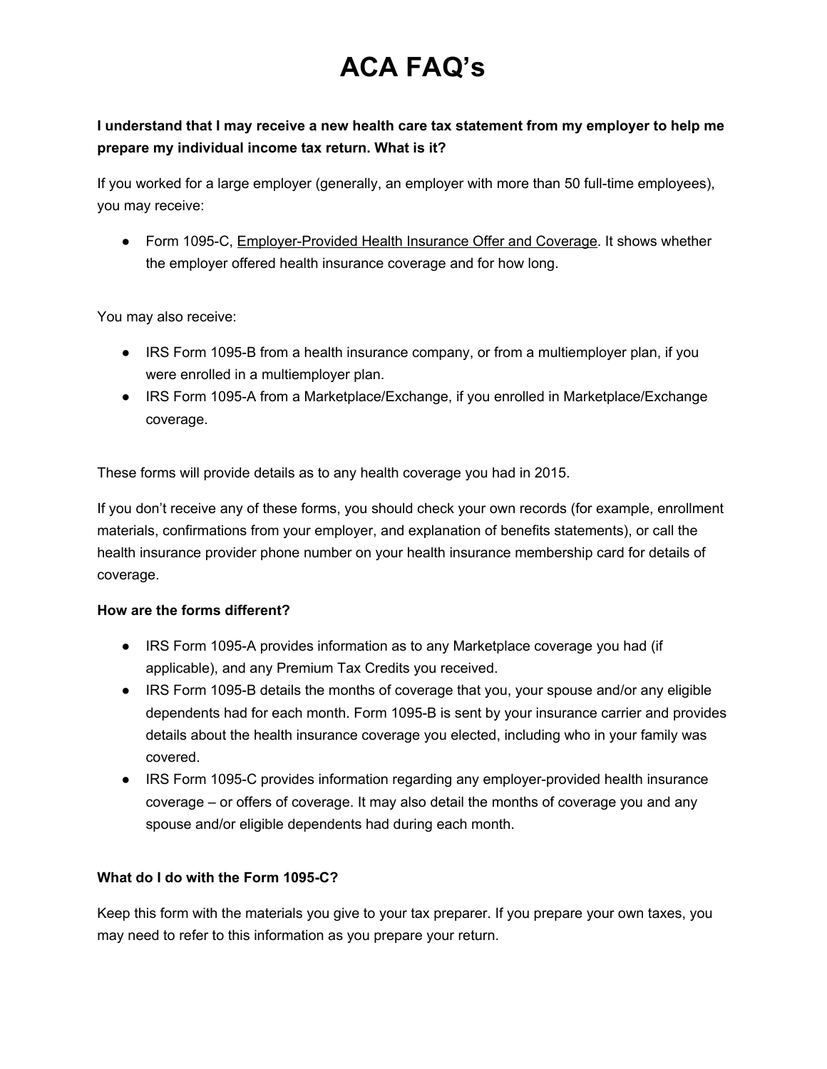# ACA FAQ's

**I understand that I may receive a new health care tax statement from my employer to help me prepare my individual income tax return. What is it?**

If you worked for a large employer (generally, an employer with more than 50 full-time employees), you may receive:

- Form 1095-C, Employer-Provided Health Insurance Offer and Coverage. It shows whether the employer offered health insurance coverage and for how long.

You may also receive:

- IRS Form 1095-B from a health insurance company, or from a multiemployer plan, if you were enrolled in a multiemployer plan.
- IRS Form 1095-A from a Marketplace/Exchange, if you enrolled in Marketplace/Exchange coverage.

These forms will provide details as to any health coverage you had in 2015.

If you don't receive any of these forms, you should check your own records (for example, enrollment materials, confirmations from your employer, and explanation of benefits statements), or call the health insurance provider phone number on your health insurance membership card for details of coverage.

**How are the forms different?**

- IRS Form 1095-A provides information as to any Marketplace coverage you had (if applicable), and any Premium Tax Credits you received.
- IRS Form 1095-B details the months of coverage that you, your spouse and/or any eligible dependents had for each month. Form 1095-B is sent by your insurance carrier and provides details about the health insurance coverage you elected, including who in your family was covered.
- IRS Form 1095-C provides information regarding any employer-provided health insurance coverage – or offers of coverage. It may also detail the months of coverage you and any spouse and/or eligible dependents had during each month.

**What do I do with the Form 1095-C?**

Keep this form with the materials you give to your tax preparer. If you prepare your own taxes, you may need to refer to this information as you prepare your return.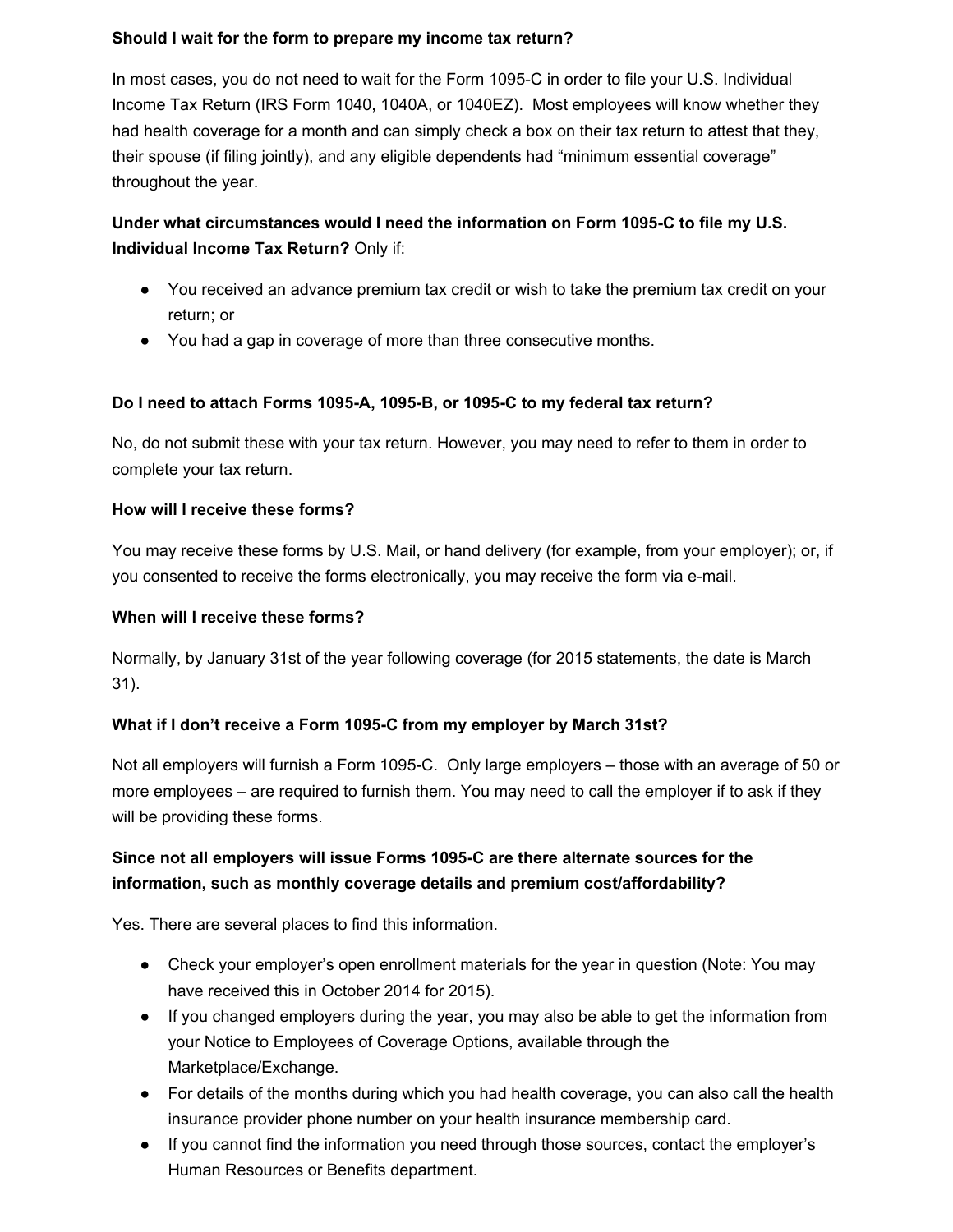**Should I wait for the form to prepare my income tax return?**

In most cases, you do not need to wait for the Form 1095-C in order to file your U.S. Individual Income Tax Return (IRS Form 1040, 1040A, or 1040EZ). Most employees will know whether they had health coverage for a month and can simply check a box on their tax return to attest that they, their spouse (if filing jointly), and any eligible dependents had "minimum essential coverage" throughout the year.

**Under what circumstances would I need the information on Form 1095-C to file my U.S. Individual Income Tax Return?** Only if:

- You received an advance premium tax credit or wish to take the premium tax credit on your return; or
- You had a gap in coverage of more than three consecutive months.

**Do I need to attach Forms 1095-A, 1095-B, or 1095-C to my federal tax return?**

No, do not submit these with your tax return. However, you may need to refer to them in order to complete your tax return.

**How will I receive these forms?**

You may receive these forms by U.S. Mail, or hand delivery (for example, from your employer); or, if you consented to receive the forms electronically, you may receive the form via e-mail.

**When will I receive these forms?**

Normally, by January 31st of the year following coverage (for 2015 statements, the date is March 31).

**What if I don't receive a Form 1095-C from my employer by March 31st?**

Not all employers will furnish a Form 1095-C. Only large employers – those with an average of 50 or more employees – are required to furnish them. You may need to call the employer if to ask if they will be providing these forms.

**Since not all employers will issue Forms 1095-C are there alternate sources for the information, such as monthly coverage details and premium cost/affordability?**

Yes. There are several places to find this information.

- Check your employer's open enrollment materials for the year in question (Note: You may have received this in October 2014 for 2015).
- If you changed employers during the year, you may also be able to get the information from your Notice to Employees of Coverage Options, available through the Marketplace/Exchange.
- For details of the months during which you had health coverage, you can also call the health insurance provider phone number on your health insurance membership card.
- If you cannot find the information you need through those sources, contact the employer's Human Resources or Benefits department.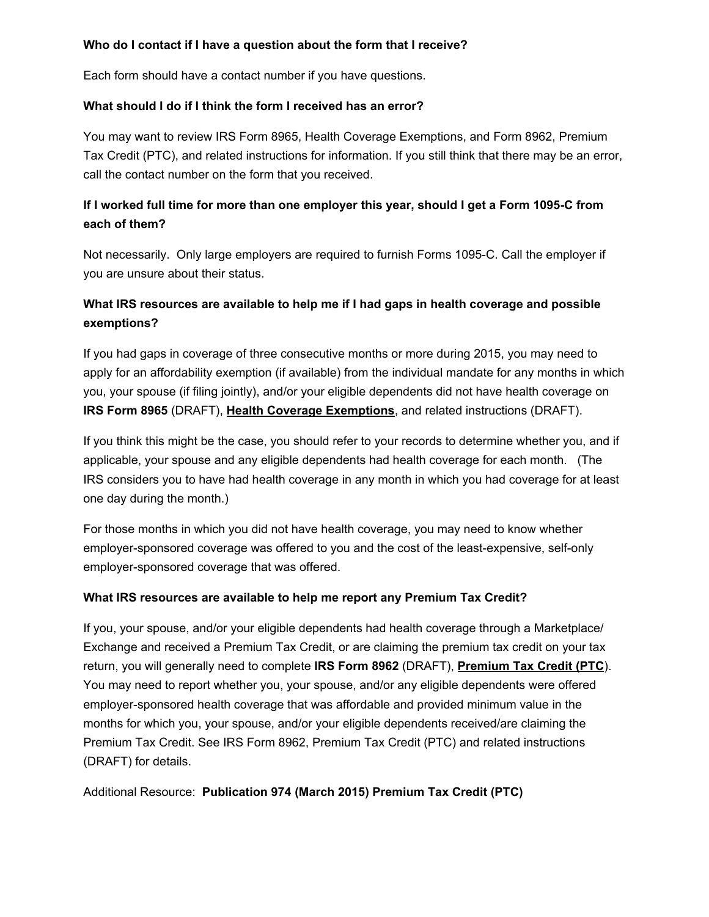**Who do I contact if I have a question about the form that I receive?**

Each form should have a contact number if you have questions.

**What should I do if I think the form I received has an error?**

You may want to review IRS Form 8965, Health Coverage Exemptions, and Form 8962, Premium Tax Credit (PTC), and related instructions for information. If you still think that there may be an error, call the contact number on the form that you received.

**If I worked full time for more than one employer this year, should I get a Form 1095-C from each of them?**

Not necessarily. Only large employers are required to furnish Forms 1095-C. Call the employer if you are unsure about their status.

**What IRS resources are available to help me if I had gaps in health coverage and possible exemptions?**

If you had gaps in coverage of three consecutive months or more during 2015, you may need to apply for an affordability exemption (if available) from the individual mandate for any months in which you, your spouse (if filing jointly), and/or your eligible dependents did not have health coverage on **IRS Form 8965** (DRAFT), **Health Coverage Exemptions**, and related instructions (DRAFT).

If you think this might be the case, you should refer to your records to determine whether you, and if applicable, your spouse and any eligible dependents had health coverage for each month. (The IRS considers you to have had health coverage in any month in which you had coverage for at least one day during the month.)

For those months in which you did not have health coverage, you may need to know whether employer-sponsored coverage was offered to you and the cost of the least-expensive, self-only employer-sponsored coverage that was offered.

**What IRS resources are available to help me report any Premium Tax Credit?**

If you, your spouse, and/or your eligible dependents had health coverage through a Marketplace/ Exchange and received a Premium Tax Credit, or are claiming the premium tax credit on your tax return, you will generally need to complete **IRS Form 8962** (DRAFT), **Premium Tax Credit (PTC)**. You may need to report whether you, your spouse, and/or any eligible dependents were offered employer-sponsored health coverage that was affordable and provided minimum value in the months for which you, your spouse, and/or your eligible dependents received/are claiming the Premium Tax Credit. See IRS Form 8962, Premium Tax Credit (PTC) and related instructions (DRAFT) for details.

Additional Resource: **Publication 974 (March 2015) Premium Tax Credit (PTC)**